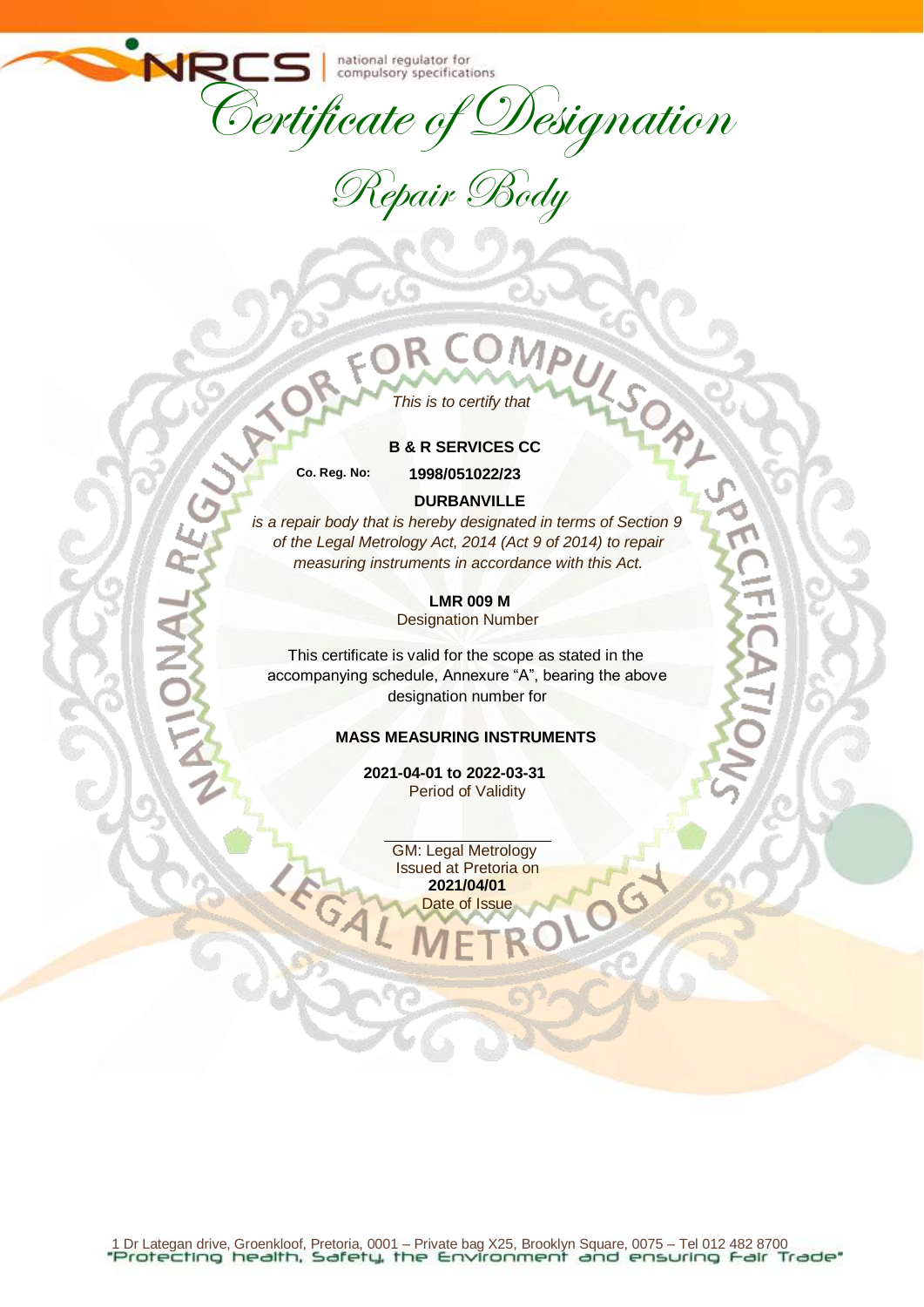NRCS | national regulator for compulsory specifications

# Certificate of Designation

## Repair Body

*This is to certify that*

**B & R SERVICES CC**

**Co. Reg. No:** **1998/051022/23**

**DURBANVILLE**

*is a repair body that is hereby designated in terms of Section 9 of the Legal Metrology Act, 2014 (Act 9 of 2014) to repair measuring instruments in accordance with this Act.*

**LMR 009 M**
Designation Number

This certificate is valid for the scope as stated in the accompanying schedule, Annexure "A", bearing the above designation number for

**MASS MEASURING INSTRUMENTS**

**2021-04-01 to 2022-03-31**
Period of Validity

GM: Legal Metrology
Issued at Pretoria on
**2021/04/01**
Date of Issue

1 Dr Lategan drive, Groenkloof, Pretoria, 0001 – Private bag X25, Brooklyn Square, 0075 – Tel 012 482 8700
"Protecting health, Safety, the Environment and ensuring Fair Trade"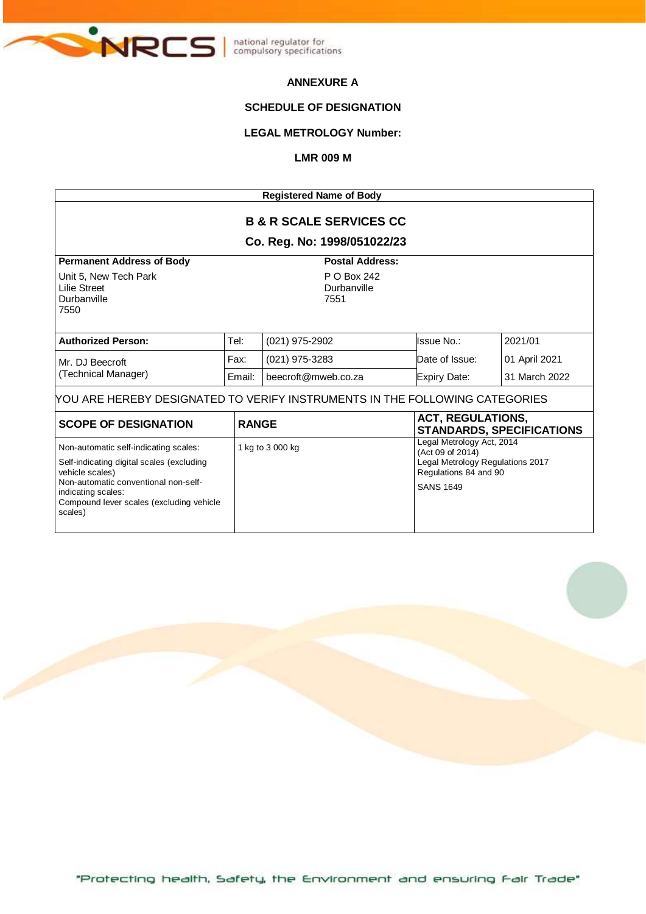## ANNEXURE A

## SCHEDULE OF DESIGNATION

## LEGAL METROLOGY Number:

## LMR 009 M

| Registered Name of Body | | | | | |
|---|---|---|---|---|---|
| **B & R SCALE SERVICES CC**<br>**Co. Reg. No: 1998/051022/23** | | | | | |
| **Permanent Address of Body**<br>Unit 5, New Tech Park<br>Lilie Street<br>Durbanville<br>7550 | | | **Postal Address:**<br>P O Box 242<br>Durbanville<br>7551 | | |
| **Authorized Person:** | Tel: | (021) 975-2902 | Issue No.: | 2021/01 | |
| Mr. DJ Beecroft<br>(Technical Manager) | Fax: | (021) 975-3283 | Date of Issue: | 01 April 2021 | |
| | Email: | beecroft@mweb.co.za | Expiry Date: | 31 March 2022 | |

YOU ARE HEREBY DESIGNATED TO VERIFY INSTRUMENTS IN THE FOLLOWING CATEGORIES

| SCOPE OF DESIGNATION | RANGE | ACT, REGULATIONS, STANDARDS, SPECIFICATIONS |
|---|---|---|
| Non-automatic self-indicating scales:<br>Self-indicating digital scales (excluding vehicle scales)<br>Non-automatic conventional non-self-indicating scales:<br>Compound lever scales (excluding vehicle scales) | 1 kg to 3 000 kg | Legal Metrology Act, 2014 (Act 09 of 2014)<br>Legal Metrology Regulations 2017 Regulations 84 and 90<br>SANS 1649 |

"Protecting health, Safety, the Environment and ensuring Fair Trade"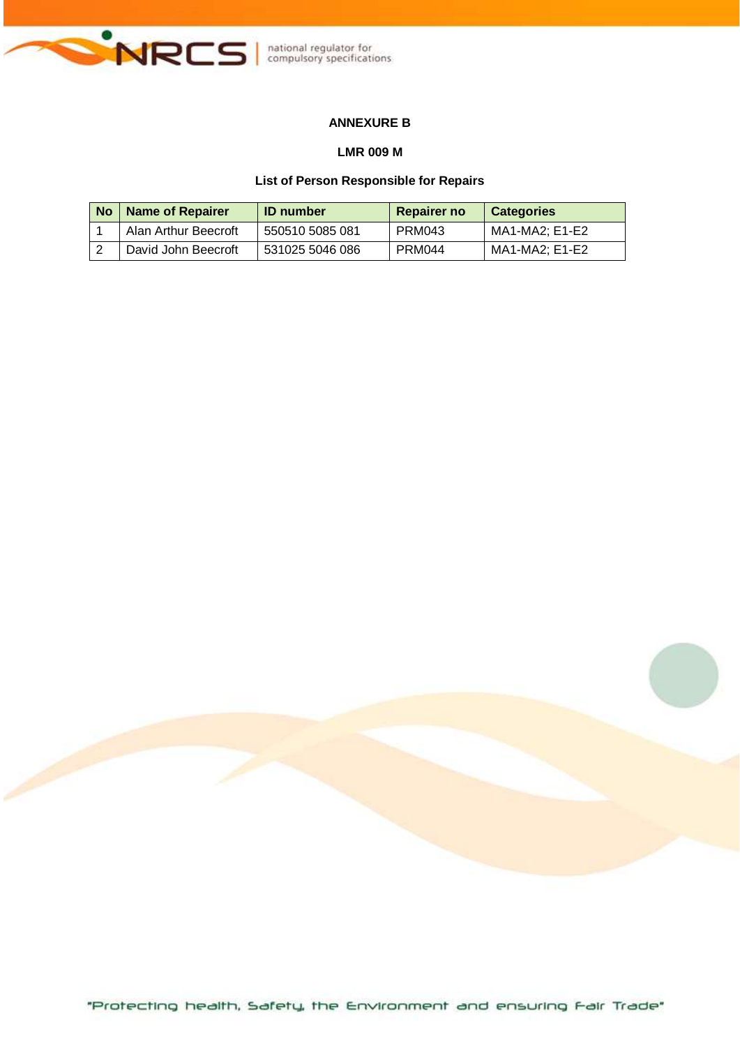**ANNEXURE B**

**LMR 009 M**

**List of Person Responsible for Repairs**

| No | Name of Repairer | ID number | Repairer no | Categories |
|---|---|---|---|---|
| 1 | Alan Arthur Beecroft | 550510 5085 081 | PRM043 | MA1-MA2; E1-E2 |
| 2 | David John Beecroft | 531025 5046 086 | PRM044 | MA1-MA2; E1-E2 |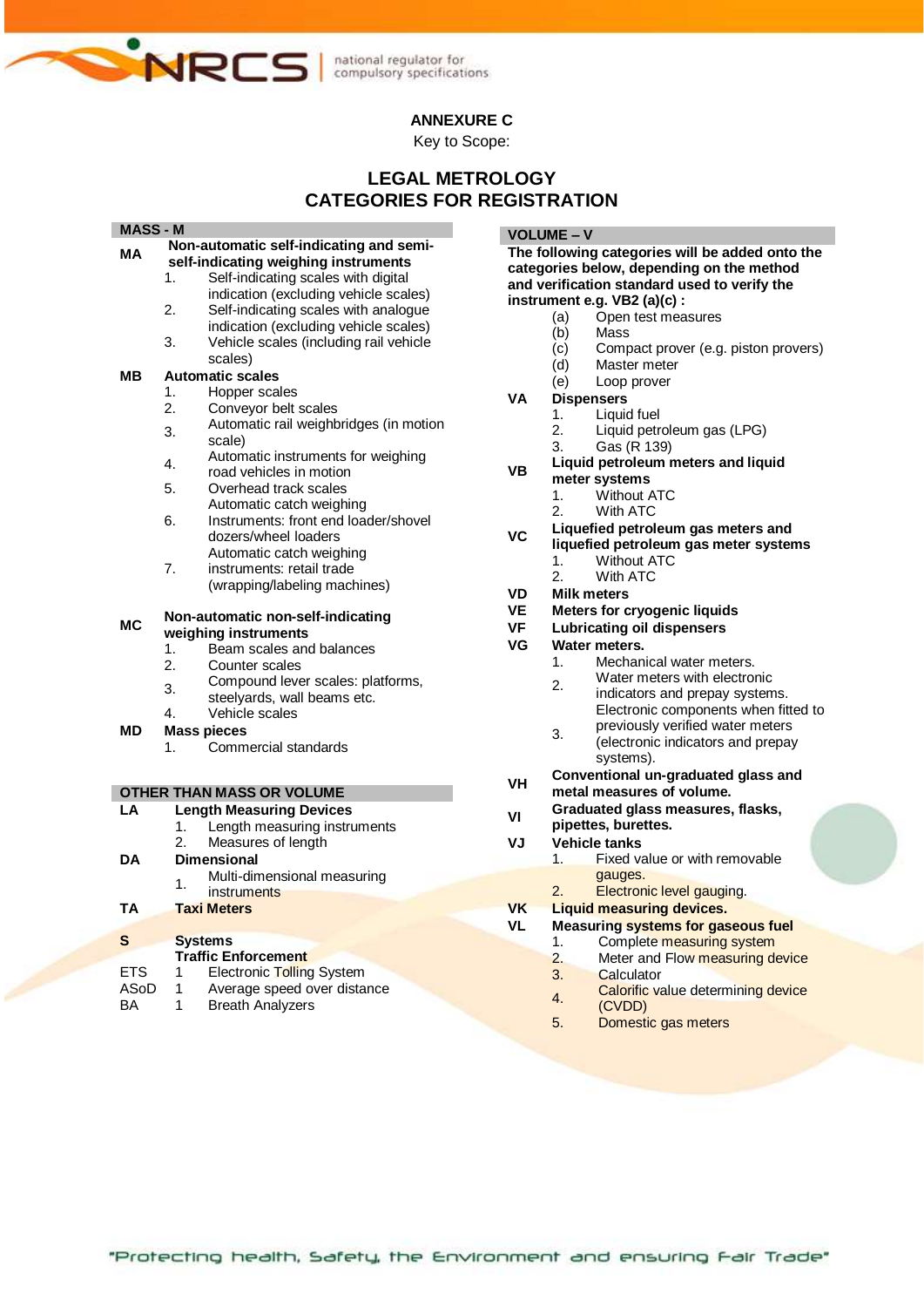# ANNEXURE C

Key to Scope:

## LEGAL METROLOGY
## CATEGORIES FOR REGISTRATION

### MASS - M

**MA** **Non-automatic self-indicating and semi-self-indicating weighing instruments**

1. Self-indicating scales with digital indication (excluding vehicle scales)
2. Self-indicating scales with analogue indication (excluding vehicle scales)
3. Vehicle scales (including rail vehicle scales)

**MB** **Automatic scales**

1. Hopper scales
2. Conveyor belt scales
3. Automatic rail weighbridges (in motion scale)
4. Automatic instruments for weighing road vehicles in motion
5. Overhead track scales
6. Automatic catch weighing Instruments: front end loader/shovel dozers/wheel loaders
7. Automatic catch weighing instruments: retail trade (wrapping/labeling machines)

**MC** **Non-automatic non-self-indicating weighing instruments**

1. Beam scales and balances
2. Counter scales
3. Compound lever scales: platforms, steelyards, wall beams etc.
4. Vehicle scales

**MD** **Mass pieces**

1. Commercial standards

### OTHER THAN MASS OR VOLUME

**LA** **Length Measuring Devices**

1. Length measuring instruments
2. Measures of length

**DA** **Dimensional**

1. Multi-dimensional measuring instruments

**TA** **Taxi Meters**

**S** **Systems**

**Traffic Enforcement**

ETS 1 Electronic Tolling System

ASoD 1 Average speed over distance

BA 1 Breath Analyzers

### VOLUME – V

**The following categories will be added onto the categories below, depending on the method and verification standard used to verify the instrument e.g. VB2 (a)(c) :**

(a) Open test measures
(b) Mass
(c) Compact prover (e.g. piston provers)
(d) Master meter
(e) Loop prover

**VA** **Dispensers**

1. Liquid fuel
2. Liquid petroleum gas (LPG)
3. Gas (R 139)

**VB** **Liquid petroleum meters and liquid meter systems**

1. Without ATC
2. With ATC

**VC** **Liquefied petroleum gas meters and liquefied petroleum gas meter systems**

1. Without ATC
2. With ATC

**VD** **Milk meters**

**VE** **Meters for cryogenic liquids**

**VF** **Lubricating oil dispensers**

**VG** **Water meters.**

1. Mechanical water meters.
2. Water meters with electronic indicators and prepay systems.
3. Electronic components when fitted to previously verified water meters (electronic indicators and prepay systems).

**VH** **Conventional un-graduated glass and metal measures of volume.**

**VI** **Graduated glass measures, flasks, pipettes, burettes.**

**VJ** **Vehicle tanks**

1. Fixed value or with removable gauges.
2. Electronic level gauging.

**VK** **Liquid measuring devices.**

**VL** **Measuring systems for gaseous fuel**

1. Complete measuring system
2. Meter and Flow measuring device
3. Calculator
4. Calorific value determining device (CVDD)
5. Domestic gas meters